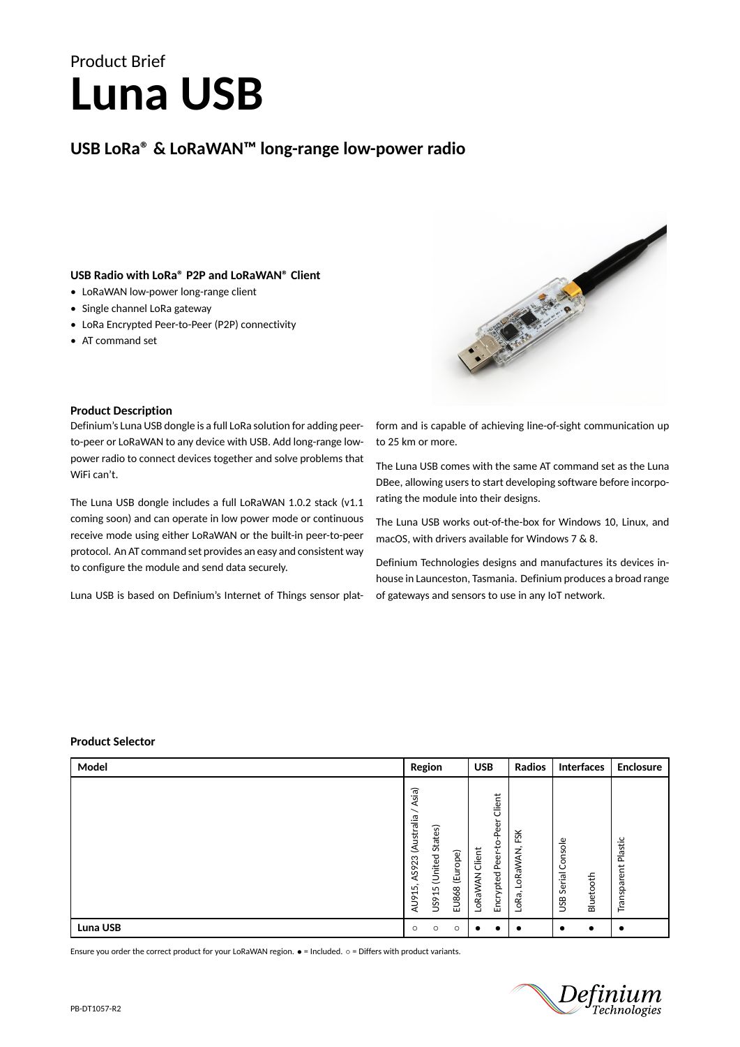Product Brief

# Luna USB

## USB LoRa® & LoRaWAN™ long-range low-power radio

**USB Radio with LoRa® P2P and LoRaWAN® Client**

- LoRaWAN low-power long-range client
- Single channel LoRa gateway
- LoRa Encrypted Peer-to-Peer (P2P) connectivity
- AT command set

**Product Description**

Definium's Luna USB dongle is a full LoRa solution for adding peer-to-peer or LoRaWAN to any device with USB. Add long-range low-power radio to connect devices together and solve problems that WiFi can't.

The Luna USB dongle includes a full LoRaWAN 1.0.2 stack (v1.1 coming soon) and can operate in low power mode or continuous receive mode using either LoRaWAN or the built-in peer-to-peer protocol. An AT command set provides an easy and consistent way to configure the module and send data securely.

Luna USB is based on Definium's Internet of Things sensor platform and is capable of achieving line-of-sight communication up to 25 km or more.

The Luna USB comes with the same AT command set as the Luna DBee, allowing users to start developing software before incorporating the module into their designs.

The Luna USB works out-of-the-box for Windows 10, Linux, and macOS, with drivers available for Windows 7 & 8.

Definium Technologies designs and manufactures its devices in-house in Launceston, Tasmania. Definium produces a broad range of gateways and sensors to use in any IoT network.

**Product Selector**

| Model | Region | | | USB | | Radios | Interfaces | | Enclosure |
|---|---|---|---|---|---|---|---|---|---|
| | AU915, AS923 (Australia / Asia) | US915 (United States) | EU868 (Europe) | LoRaWAN Client | Encrypted Peer-to-Peer Client | LoRa, LoRaWAN, FSK | USB Serial Console | Bluetooth | Transparent Plastic |
| **Luna USB** | ○ | ○ | ○ | ● | ● | ● | ● | ● | ● |

Ensure you order the correct product for your LoRaWAN region. ● = Included. ○ = Differs with product variants.

PB-DT1057-R2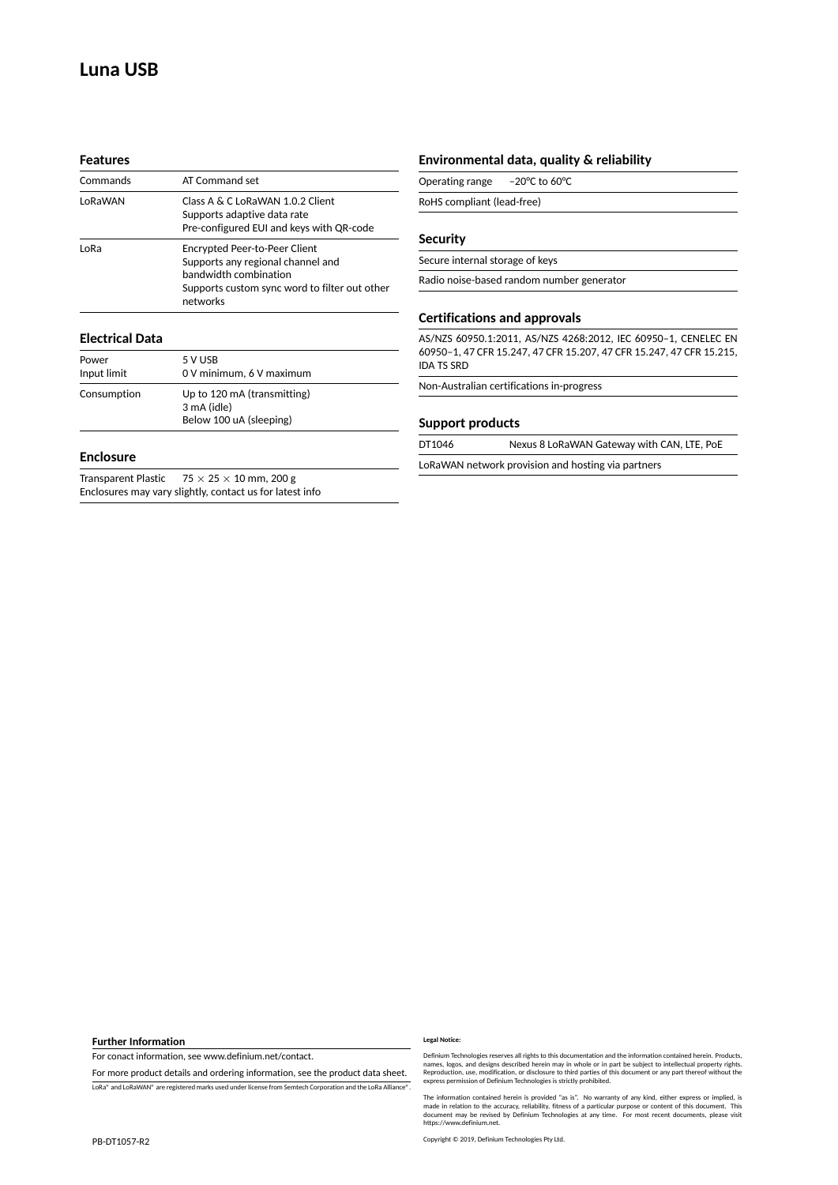# Luna USB

## Features

| | |
|---|---|
| Commands | AT Command set |
| LoRaWAN | Class A & C LoRaWAN 1.0.2 Client<br>Supports adaptive data rate<br>Pre-configured EUI and keys with QR-code |
| LoRa | Encrypted Peer-to-Peer Client<br>Supports any regional channel and bandwidth combination<br>Supports custom sync word to filter out other networks |

## Electrical Data

| | |
|---|---|
| Power<br>Input limit | 5 V USB<br>0 V minimum, 6 V maximum |
| Consumption | Up to 120 mA (transmitting)<br>3 mA (idle)<br>Below 100 uA (sleeping) |

## Enclosure

Transparent Plastic    $75 \times 25 \times 10$ mm, 200 g
Enclosures may vary slightly, contact us for latest info

## Environmental data, quality & reliability

Operating range    –20°C to 60°C

RoHS compliant (lead-free)

## Security

Secure internal storage of keys

Radio noise-based random number generator

## Certifications and approvals

AS/NZS 60950.1:2011, AS/NZS 4268:2012, IEC 60950–1, CENELEC EN 60950–1, 47 CFR 15.247, 47 CFR 15.207, 47 CFR 15.247, 47 CFR 15.215, IDA TS SRD

Non-Australian certifications in-progress

## Support products

| | |
|---|---|
| DT1046 | Nexus 8 LoRaWAN Gateway with CAN, LTE, PoE |

LoRaWAN network provision and hosting via partners

**Further Information**

For conact information, see www.definium.net/contact.

For more product details and ordering information, see the product data sheet.

LoRa® and LoRaWAN® are registered marks used under license from Semtech Corporation and the LoRa Alliance®.

PB-DT1057-R2

**Legal Notice:**

Definium Technologies reserves all rights to this documentation and the information contained herein. Products, names, logos, and designs described herein may in whole or in part be subject to intellectual property rights. Reproduction, use, modification, or disclosure to third parties of this document or any part thereof without the express permission of Definium Technologies is strictly prohibited.

The information contained herein is provided "as is". No warranty of any kind, either express or implied, is made in relation to the accuracy, reliability, fitness of a particular purpose or content of this document. This document may be revised by Definium Technologies at any time. For most recent documents, please visit https://www.definium.net.

Copyright © 2019, Definium Technologies Pty Ltd.